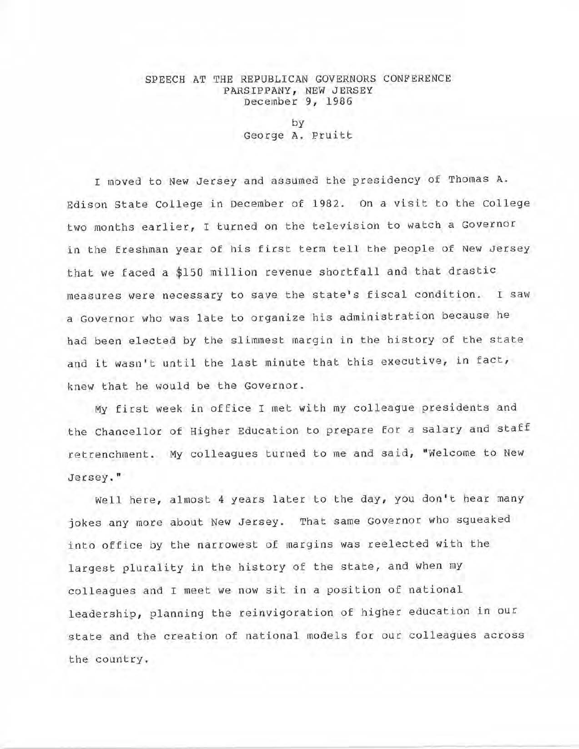# SPEECH AT THE REPUBLICAN GOVERNORS CONFERENCE
## PARSIPPANY, NEW JERSEY
## December 9, 1986

by
George A. Pruitt

I moved to New Jersey and assumed the presidency of Thomas A. Edison State College in December of 1982. On a visit to the College two months earlier, I turned on the television to watch a Governor in the freshman year of his first term tell the people of New Jersey that we faced a $150 million revenue shortfall and that drastic measures were necessary to save the state's fiscal condition. I saw a Governor who was late to organize his administration because he had been elected by the slimmest margin in the history of the state and it wasn't until the last minute that this executive, in fact, knew that he would be the Governor.

My first week in office I met with my colleague presidents and the Chancellor of Higher Education to prepare for a salary and staff retrenchment. My colleagues turned to me and said, "Welcome to New Jersey."

Well here, almost 4 years later to the day, you don't hear many jokes any more about New Jersey. That same Governor who squeaked into office by the narrowest of margins was reelected with the largest plurality in the history of the state, and when my colleagues and I meet we now sit in a position of national leadership, planning the reinvigoration of higher education in our state and the creation of national models for our colleagues across the country.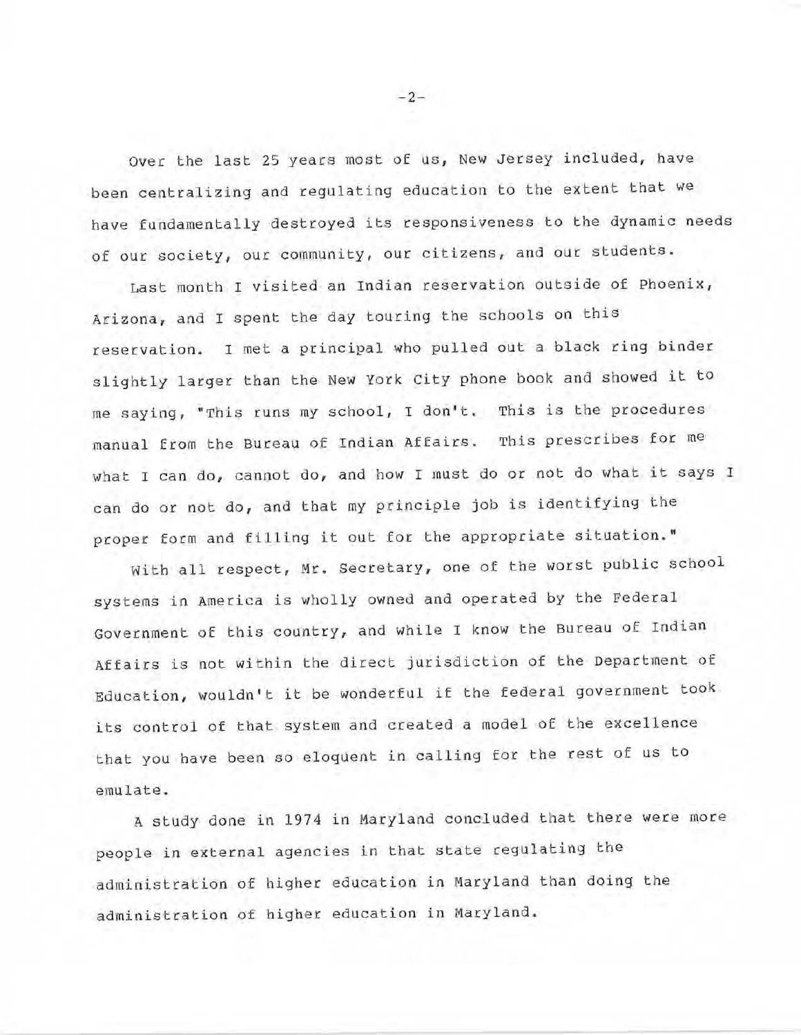Over the last 25 years most of us, New Jersey included, have been centralizing and regulating education to the extent that we have fundamentally destroyed its responsiveness to the dynamic needs of our society, our community, our citizens, and our students.

Last month I visited an Indian reservation outside of Phoenix, Arizona, and I spent the day touring the schools on this reservation. I met a principal who pulled out a black ring binder slightly larger than the New York City phone book and showed it to me saying, "This runs my school, I don't. This is the procedures manual from the Bureau of Indian Affairs. This prescribes for me what I can do, cannot do, and how I must do or not do what it says I can do or not do, and that my principle job is identifying the proper form and filling it out for the appropriate situation."

With all respect, Mr. Secretary, one of the worst public school systems in America is wholly owned and operated by the Federal Government of this country, and while I know the Bureau of Indian Affairs is not within the direct jurisdiction of the Department of Education, wouldn't it be wonderful if the federal government took its control of that system and created a model of the excellence that you have been so eloquent in calling for the rest of us to emulate.

A study done in 1974 in Maryland concluded that there were more people in external agencies in that state regulating the administration of higher education in Maryland than doing the administration of higher education in Maryland.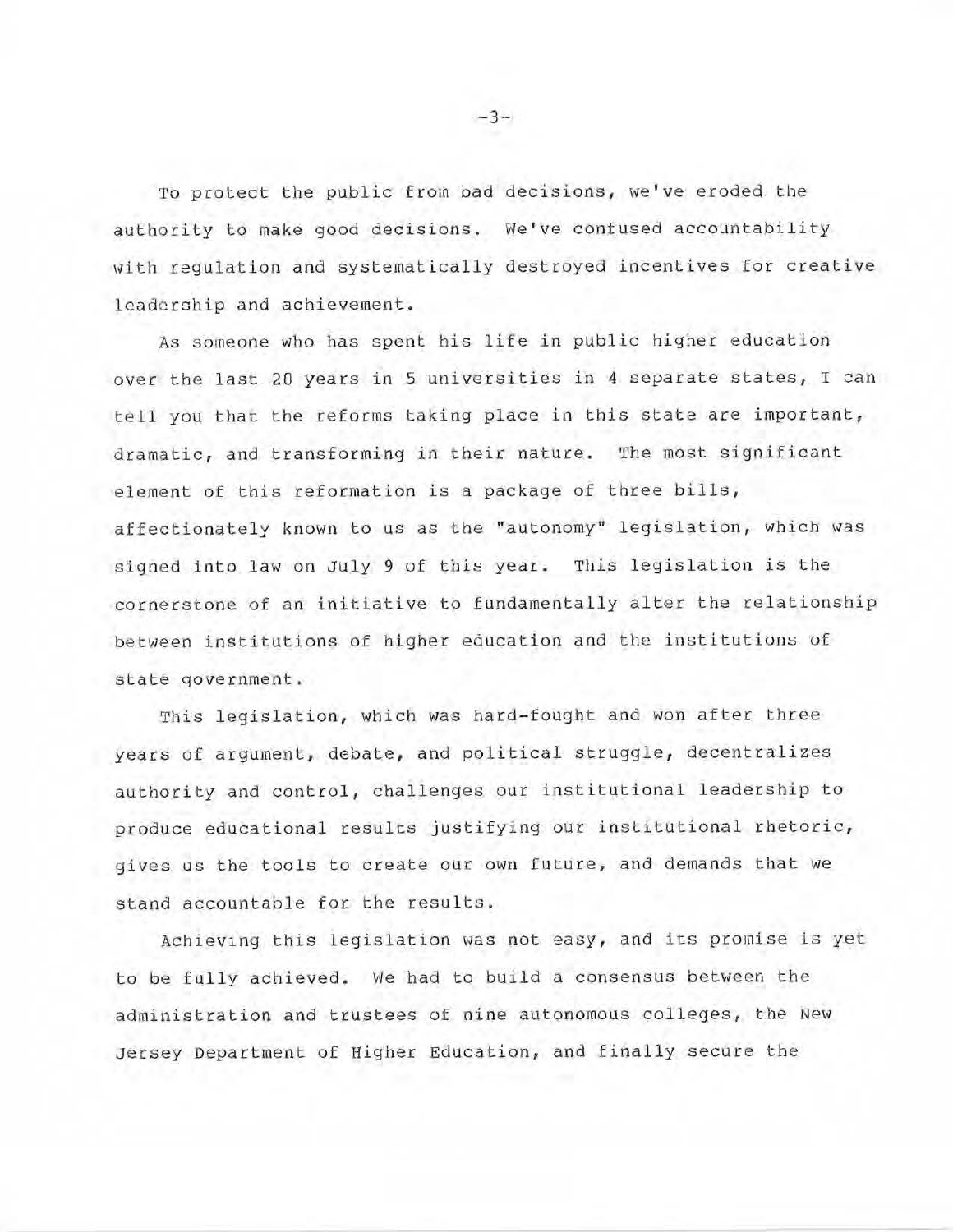To protect the public from bad decisions, we've eroded the authority to make good decisions. We've confused accountability with regulation and systematically destroyed incentives for creative leadership and achievement.

As someone who has spent his life in public higher education over the last 20 years in 5 universities in 4 separate states, I can tell you that the reforms taking place in this state are important, dramatic, and transforming in their nature. The most significant element of this reformation is a package of three bills, affectionately known to us as the "autonomy" legislation, which was signed into law on July 9 of this year. This legislation is the cornerstone of an initiative to fundamentally alter the relationship between institutions of higher education and the institutions of state government.

This legislation, which was hard-fought and won after three years of argument, debate, and political struggle, decentralizes authority and control, challenges our institutional leadership to produce educational results justifying our institutional rhetoric, gives us the tools to create our own future, and demands that we stand accountable for the results.

Achieving this legislation was not easy, and its promise is yet to be fully achieved. We had to build a consensus between the administration and trustees of nine autonomous colleges, the New Jersey Department of Higher Education, and finally secure the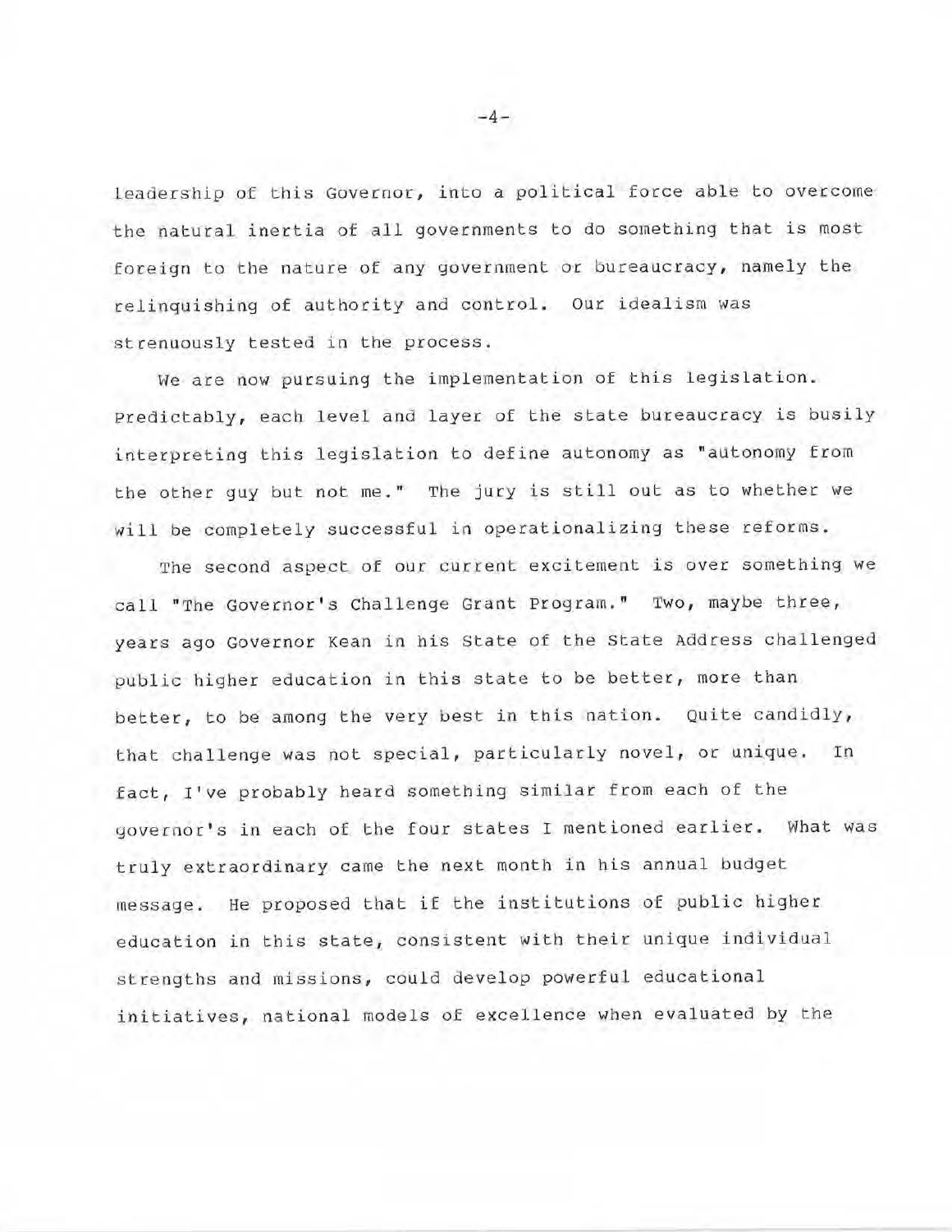leadership of this Governor, into a political force able to overcome the natural inertia of all governments to do something that is most foreign to the nature of any government or bureaucracy, namely the relinquishing of authority and control. Our idealism was strenuously tested in the process.

We are now pursuing the implementation of this legislation. Predictably, each level and layer of the state bureaucracy is busily interpreting this legislation to define autonomy as "autonomy from the other guy but not me." The jury is still out as to whether we will be completely successful in operationalizing these reforms.

The second aspect of our current excitement is over something we call "The Governor's Challenge Grant Program." Two, maybe three, years ago Governor Kean in his State of the State Address challenged public higher education in this state to be better, more than better, to be among the very best in this nation. Quite candidly, that challenge was not special, particularly novel, or unique. In fact, I've probably heard something similar from each of the governor's in each of the four states I mentioned earlier. What was truly extraordinary came the next month in his annual budget message. He proposed that if the institutions of public higher education in this state, consistent with their unique individual strengths and missions, could develop powerful educational initiatives, national models of excellence when evaluated by the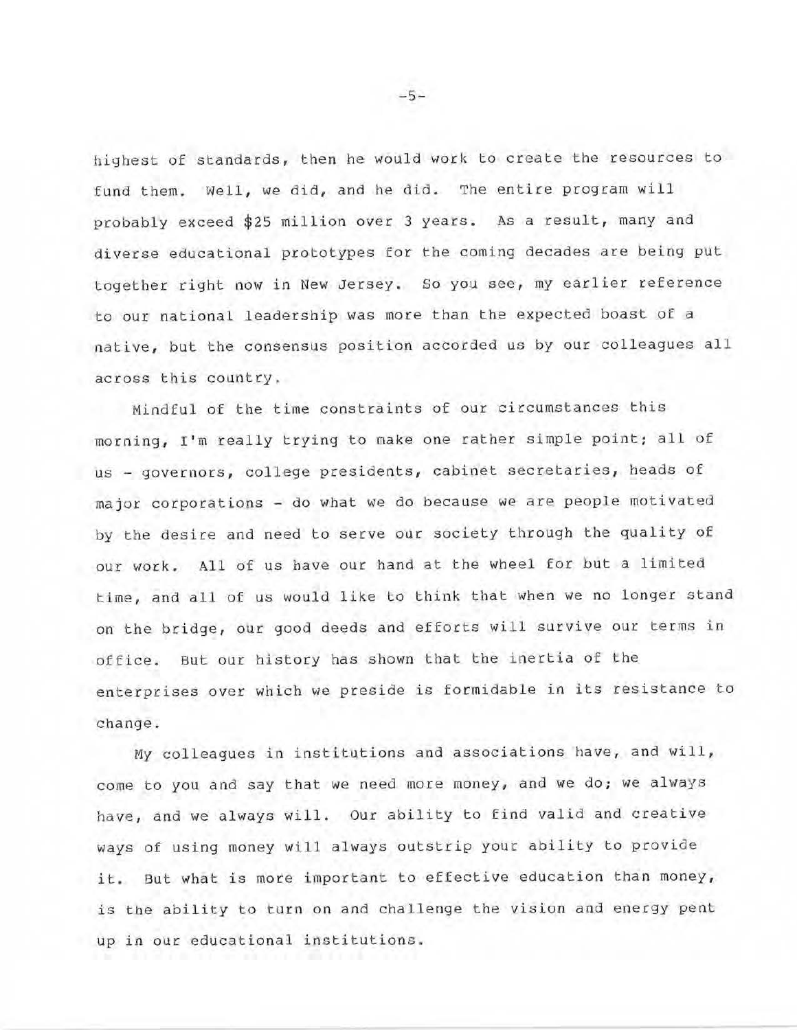highest of standards, then he would work to create the resources to fund them. Well, we did, and he did. The entire program will probably exceed $25 million over 3 years. As a result, many and diverse educational prototypes for the coming decades are being put together right now in New Jersey. So you see, my earlier reference to our national leadership was more than the expected boast of a native, but the consensus position accorded us by our colleagues all across this country.

Mindful of the time constraints of our circumstances this morning, I'm really trying to make one rather simple point; all of us - governors, college presidents, cabinet secretaries, heads of major corporations - do what we do because we are people motivated by the desire and need to serve our society through the quality of our work. All of us have our hand at the wheel for but a limited time, and all of us would like to think that when we no longer stand on the bridge, our good deeds and efforts will survive our terms in office. But our history has shown that the inertia of the enterprises over which we preside is formidable in its resistance to change.

My colleagues in institutions and associations have, and will, come to you and say that we need more money, and we do; we always have, and we always will. Our ability to find valid and creative ways of using money will always outstrip your ability to provide it. But what is more important to effective education than money, is the ability to turn on and challenge the vision and energy pent up in our educational institutions.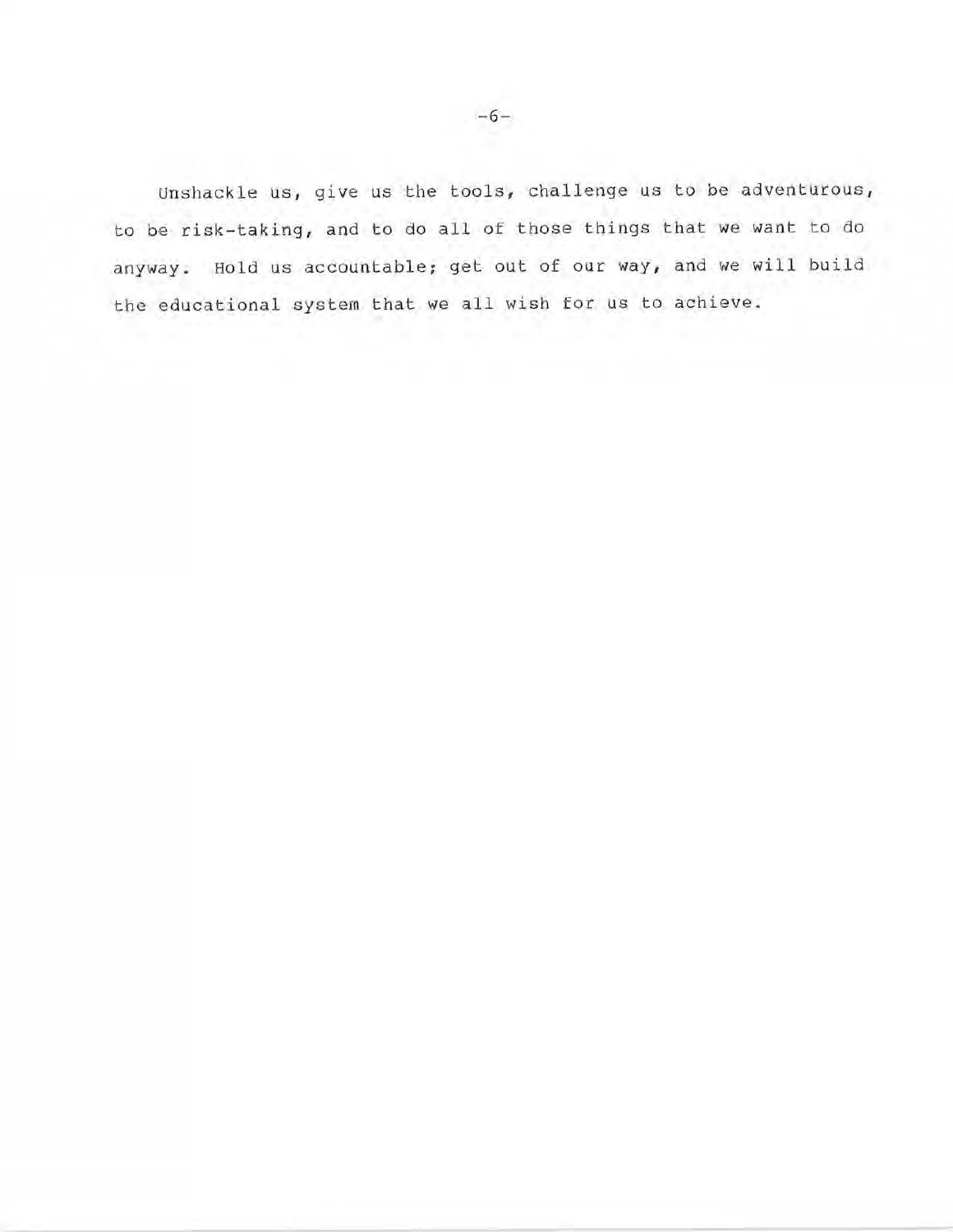Unshackle us, give us the tools, challenge us to be adventurous, to be risk-taking, and to do all of those things that we want to do anyway. Hold us accountable; get out of our way, and we will build the educational system that we all wish for us to achieve.